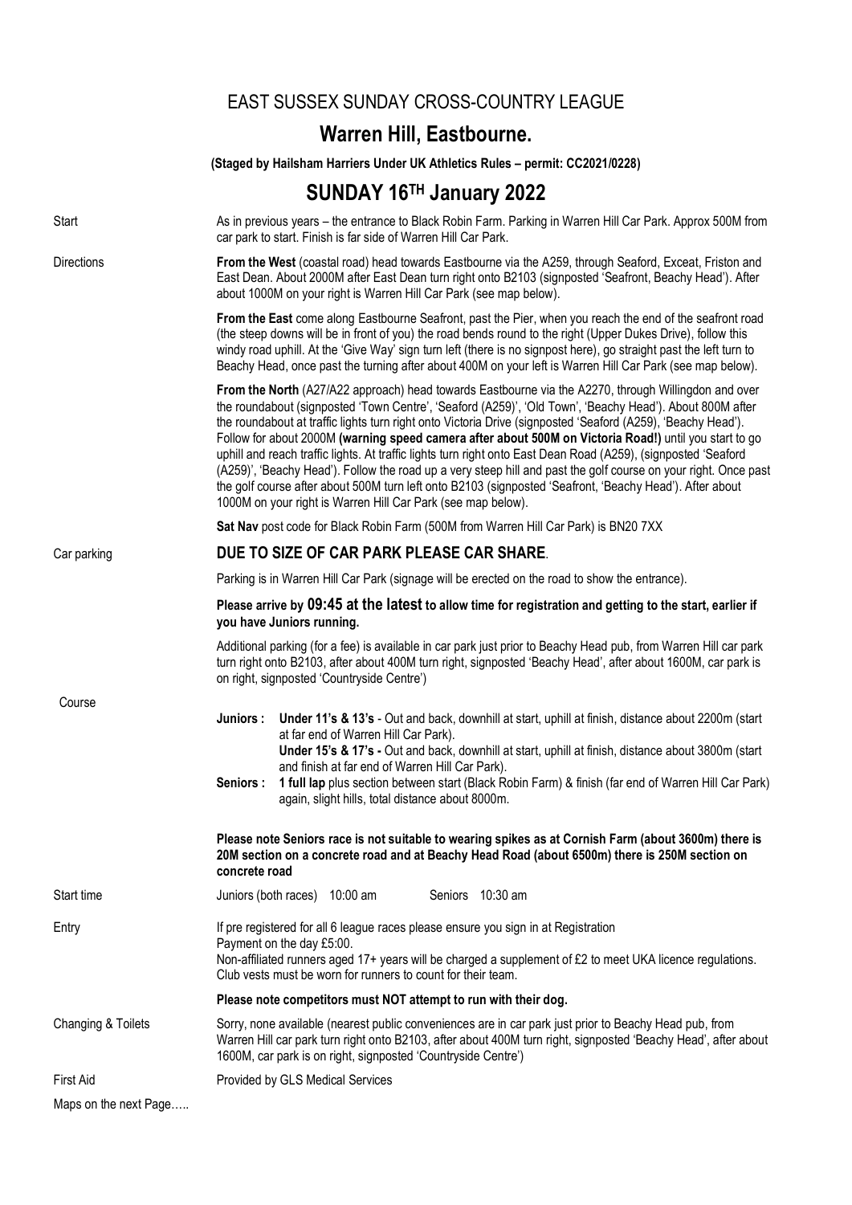# EAST SUSSEX SUNDAY CROSS-COUNTRY LEAGUE

## Warren Hill, Eastbourne.

**(Staged by Hailsham Harriers Under UK Athletics Rules – permit: CC2021/0228)**

## SUNDAY 16TH January 2022

**Start**

As in previous years – the entrance to Black Robin Farm. Parking in Warren Hill Car Park. Approx 500M from car park to start. Finish is far side of Warren Hill Car Park.

**Directions**

**From the West** (coastal road) head towards Eastbourne via the A259, through Seaford, Exceat, Friston and East Dean. About 2000M after East Dean turn right onto B2103 (signposted 'Seafront, Beachy Head'). After about 1000M on your right is Warren Hill Car Park (see map below).

**From the East** come along Eastbourne Seafront, past the Pier, when you reach the end of the seafront road (the steep downs will be in front of you) the road bends round to the right (Upper Dukes Drive), follow this windy road uphill. At the 'Give Way' sign turn left (there is no signpost here), go straight past the left turn to Beachy Head, once past the turning after about 400M on your left is Warren Hill Car Park (see map below).

**From the North** (A27/A22 approach) head towards Eastbourne via the A2270, through Willingdon and over the roundabout (signposted 'Town Centre', 'Seaford (A259)', 'Old Town', 'Beachy Head'). About 800M after the roundabout at traffic lights turn right onto Victoria Drive (signposted 'Seaford (A259), 'Beachy Head'). Follow for about 2000M **(warning speed camera after about 500M on Victoria Road!)** until you start to go uphill and reach traffic lights. At traffic lights turn right onto East Dean Road (A259), (signposted 'Seaford (A259)', 'Beachy Head'). Follow the road up a very steep hill and past the golf course on your right. Once past the golf course after about 500M turn left onto B2103 (signposted 'Seafront, 'Beachy Head'). After about 1000M on your right is Warren Hill Car Park (see map below).

**Sat Nav** post code for Black Robin Farm (500M from Warren Hill Car Park) is BN20 7XX

**Car parking**

**DUE TO SIZE OF CAR PARK PLEASE CAR SHARE**.

Parking is in Warren Hill Car Park (signage will be erected on the road to show the entrance).

**Please arrive by 09:45 at the latest to allow time for registration and getting to the start, earlier if you have Juniors running.**

Additional parking (for a fee) is available in car park just prior to Beachy Head pub, from Warren Hill car park turn right onto B2103, after about 400M turn right, signposted 'Beachy Head', after about 1600M, car park is on right, signposted 'Countryside Centre')

**Course**

**Juniors :** **Under 11's & 13's** - Out and back, downhill at start, uphill at finish, distance about 2200m (start at far end of Warren Hill Car Park).
**Under 15's & 17's -** Out and back, downhill at start, uphill at finish, distance about 3800m (start and finish at far end of Warren Hill Car Park).

**Seniors :** **1 full lap** plus section between start (Black Robin Farm) & finish (far end of Warren Hill Car Park) again, slight hills, total distance about 8000m.

**Please note Seniors race is not suitable to wearing spikes as at Cornish Farm (about 3600m) there is 20M section on a concrete road and at Beachy Head Road (about 6500m) there is 250M section on concrete road**

**Start time**

Juniors (both races) 10:00 am Seniors 10:30 am

**Entry**

If pre registered for all 6 league races please ensure you sign in at Registration
Payment on the day £5:00.
Non-affiliated runners aged 17+ years will be charged a supplement of £2 to meet UKA licence regulations.
Club vests must be worn for runners to count for their team.

**Please note competitors must NOT attempt to run with their dog.**

**Changing & Toilets**

Sorry, none available (nearest public conveniences are in car park just prior to Beachy Head pub, from Warren Hill car park turn right onto B2103, after about 400M turn right, signposted 'Beachy Head', after about 1600M, car park is on right, signposted 'Countryside Centre')

**First Aid**

Provided by GLS Medical Services

Maps on the next Page…..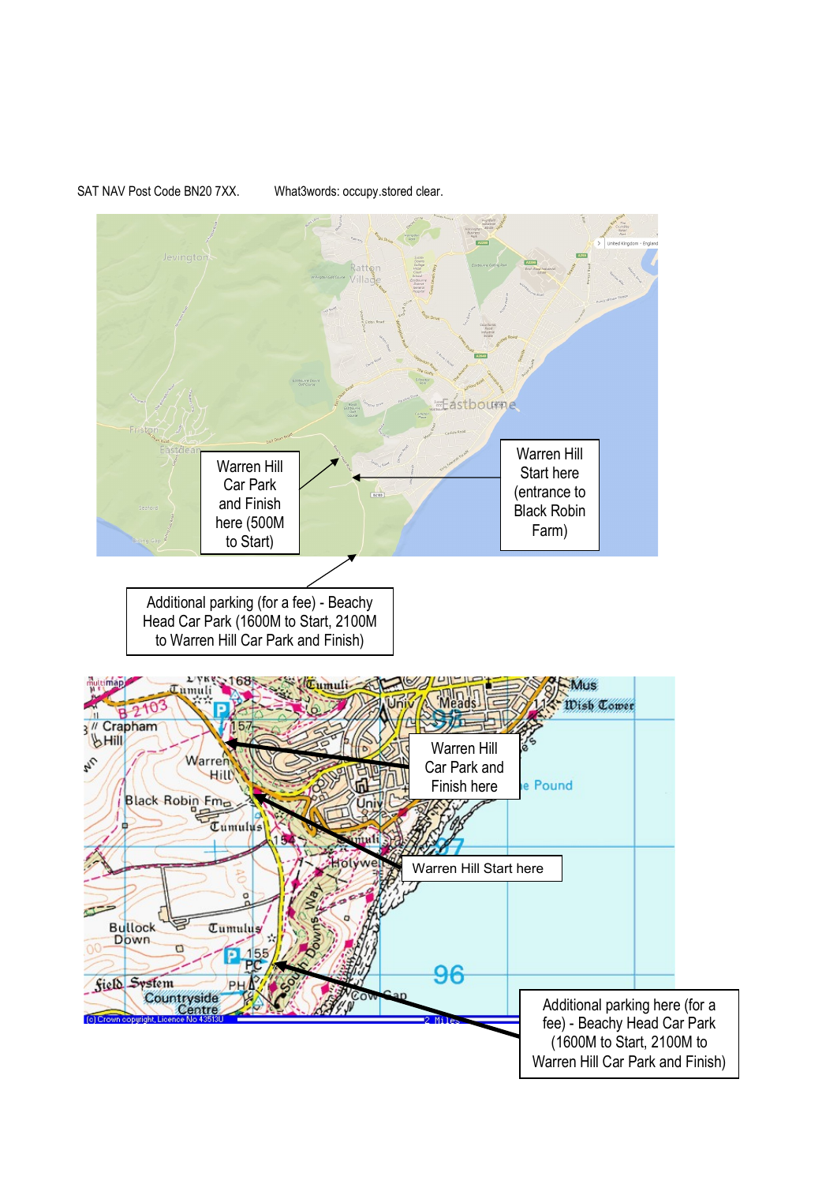SAT NAV Post Code BN20 7XX. What3words: occupy.stored clear.

Warren Hill Car Park and Finish here (500M to Start)

Warren Hill Start here (entrance to Black Robin Farm)

Additional parking (for a fee) - Beachy Head Car Park (1600M to Start, 2100M to Warren Hill Car Park and Finish)

Warren Hill Car Park and Finish here

Warren Hill Start here

Additional parking here (for a fee) - Beachy Head Car Park (1600M to Start, 2100M to Warren Hill Car Park and Finish)